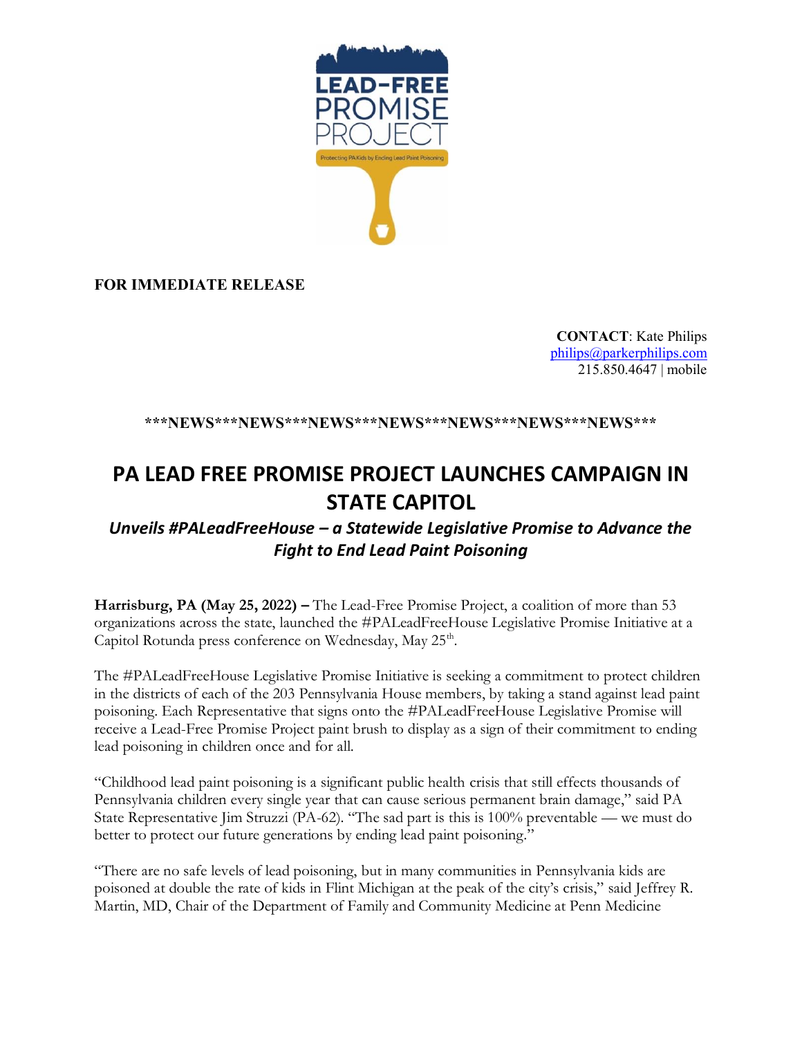LEAD-FREE PROMISE PROJECT

Protecting PA Kids by Ending Lead Paint Poisoning

**FOR IMMEDIATE RELEASE**

**CONTACT**: Kate Philips
philips@parkerphilips.com
215.850.4647 | mobile

**\*\*\*NEWS\*\*\*NEWS\*\*\*NEWS\*\*\*NEWS\*\*\*NEWS\*\*\*NEWS\*\*\*NEWS\*\*\***

# PA LEAD FREE PROMISE PROJECT LAUNCHES CAMPAIGN IN STATE CAPITOL

## *Unveils #PALeadFreeHouse – a Statewide Legislative Promise to Advance the Fight to End Lead Paint Poisoning*

**Harrisburg, PA (May 25, 2022) –** The Lead-Free Promise Project, a coalition of more than 53 organizations across the state, launched the #PALeadFreeHouse Legislative Promise Initiative at a Capitol Rotunda press conference on Wednesday, May 25th.

The #PALeadFreeHouse Legislative Promise Initiative is seeking a commitment to protect children in the districts of each of the 203 Pennsylvania House members, by taking a stand against lead paint poisoning. Each Representative that signs onto the #PALeadFreeHouse Legislative Promise will receive a Lead-Free Promise Project paint brush to display as a sign of their commitment to ending lead poisoning in children once and for all.

"Childhood lead paint poisoning is a significant public health crisis that still effects thousands of Pennsylvania children every single year that can cause serious permanent brain damage," said PA State Representative Jim Struzzi (PA-62). "The sad part is this is 100% preventable — we must do better to protect our future generations by ending lead paint poisoning."

"There are no safe levels of lead poisoning, but in many communities in Pennsylvania kids are poisoned at double the rate of kids in Flint Michigan at the peak of the city's crisis," said Jeffrey R. Martin, MD, Chair of the Department of Family and Community Medicine at Penn Medicine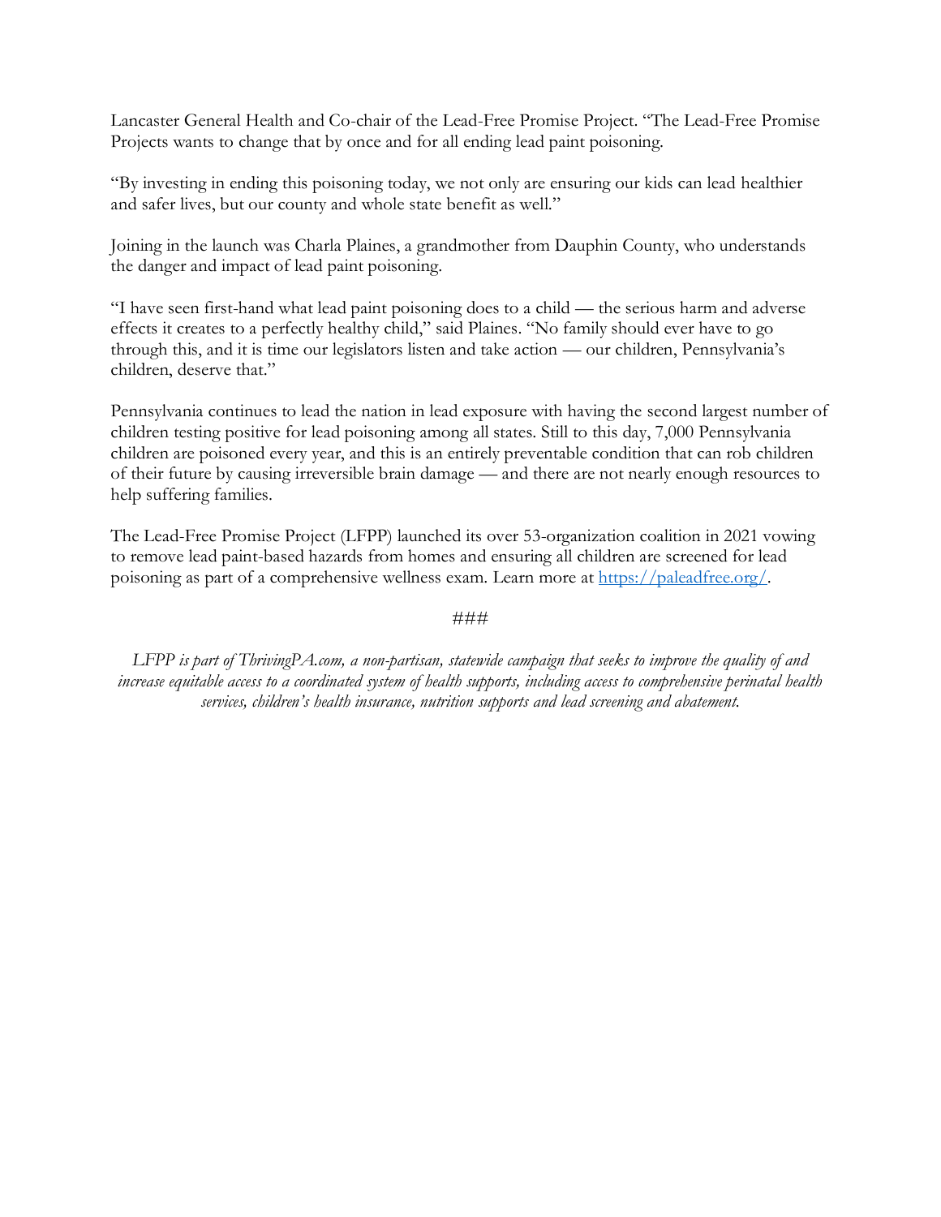Lancaster General Health and Co-chair of the Lead-Free Promise Project. "The Lead-Free Promise Projects wants to change that by once and for all ending lead paint poisoning.

"By investing in ending this poisoning today, we not only are ensuring our kids can lead healthier and safer lives, but our county and whole state benefit as well."

Joining in the launch was Charla Plaines, a grandmother from Dauphin County, who understands the danger and impact of lead paint poisoning.

"I have seen first-hand what lead paint poisoning does to a child — the serious harm and adverse effects it creates to a perfectly healthy child," said Plaines. "No family should ever have to go through this, and it is time our legislators listen and take action — our children, Pennsylvania's children, deserve that."

Pennsylvania continues to lead the nation in lead exposure with having the second largest number of children testing positive for lead poisoning among all states. Still to this day, 7,000 Pennsylvania children are poisoned every year, and this is an entirely preventable condition that can rob children of their future by causing irreversible brain damage — and there are not nearly enough resources to help suffering families.

The Lead-Free Promise Project (LFPP) launched its over 53-organization coalition in 2021 vowing to remove lead paint-based hazards from homes and ensuring all children are screened for lead poisoning as part of a comprehensive wellness exam. Learn more at [https://paleadfree.org/](https://paleadfree.org/).

###

*LFPP is part of ThrivingPA.com, a non-partisan, statewide campaign that seeks to improve the quality of and increase equitable access to a coordinated system of health supports, including access to comprehensive perinatal health services, children's health insurance, nutrition supports and lead screening and abatement.*